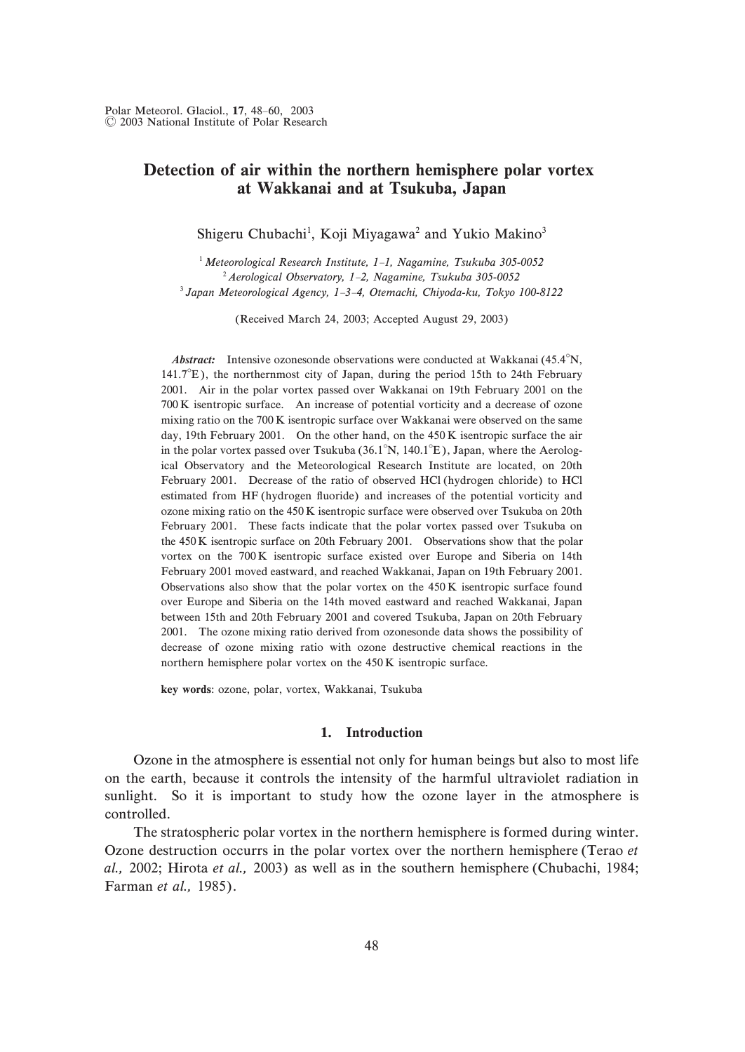# Detection of air within the northern hemisphere polar vortex at Wakkanai and at Tsukuba, Japan

Shigeru Chubachi[1], Koji Miyagawa[2] and Yukio Makino[3]

[1] *Meteorological Research Institute, 1–1, Nagamine, Tsukuba 305-0052*
[2] *Aerological Observatory, 1–2, Nagamine, Tsukuba 305-0052*
[3] *Japan Meteorological Agency, 1–3–4, Otemachi, Chiyoda-ku, Tokyo 100-8122*

(Received March 24, 2003; Accepted August 29, 2003)

***Abstract:*** Intensive ozonesonde observations were conducted at Wakkanai (45.4°N, 141.7°E), the northernmost city of Japan, during the period 15th to 24th February 2001. Air in the polar vortex passed over Wakkanai on 19th February 2001 on the 700 K isentropic surface. An increase of potential vorticity and a decrease of ozone mixing ratio on the 700 K isentropic surface over Wakkanai were observed on the same day, 19th February 2001. On the other hand, on the 450 K isentropic surface the air in the polar vortex passed over Tsukuba (36.1°N, 140.1°E), Japan, where the Aerological Observatory and the Meteorological Research Institute are located, on 20th February 2001. Decrease of the ratio of observed HCl (hydrogen chloride) to HCl estimated from HF (hydrogen fluoride) and increases of the potential vorticity and ozone mixing ratio on the 450 K isentropic surface were observed over Tsukuba on 20th February 2001. These facts indicate that the polar vortex passed over Tsukuba on the 450 K isentropic surface on 20th February 2001. Observations show that the polar vortex on the 700 K isentropic surface existed over Europe and Siberia on 14th February 2001 moved eastward, and reached Wakkanai, Japan on 19th February 2001. Observations also show that the polar vortex on the 450 K isentropic surface found over Europe and Siberia on the 14th moved eastward and reached Wakkanai, Japan between 15th and 20th February 2001 and covered Tsukuba, Japan on 20th February 2001. The ozone mixing ratio derived from ozonesonde data shows the possibility of decrease of ozone mixing ratio with ozone destructive chemical reactions in the northern hemisphere polar vortex on the 450 K isentropic surface.

**key words**: ozone, polar, vortex, Wakkanai, Tsukuba

## 1. Introduction

Ozone in the atmosphere is essential not only for human beings but also to most life on the earth, because it controls the intensity of the harmful ultraviolet radiation in sunlight. So it is important to study how the ozone layer in the atmosphere is controlled.

The stratospheric polar vortex in the northern hemisphere is formed during winter. Ozone destruction occurrs in the polar vortex over the northern hemisphere (Terao *et al.,* 2002; Hirota *et al.,* 2003) as well as in the southern hemisphere (Chubachi, 1984; Farman *et al.,* 1985).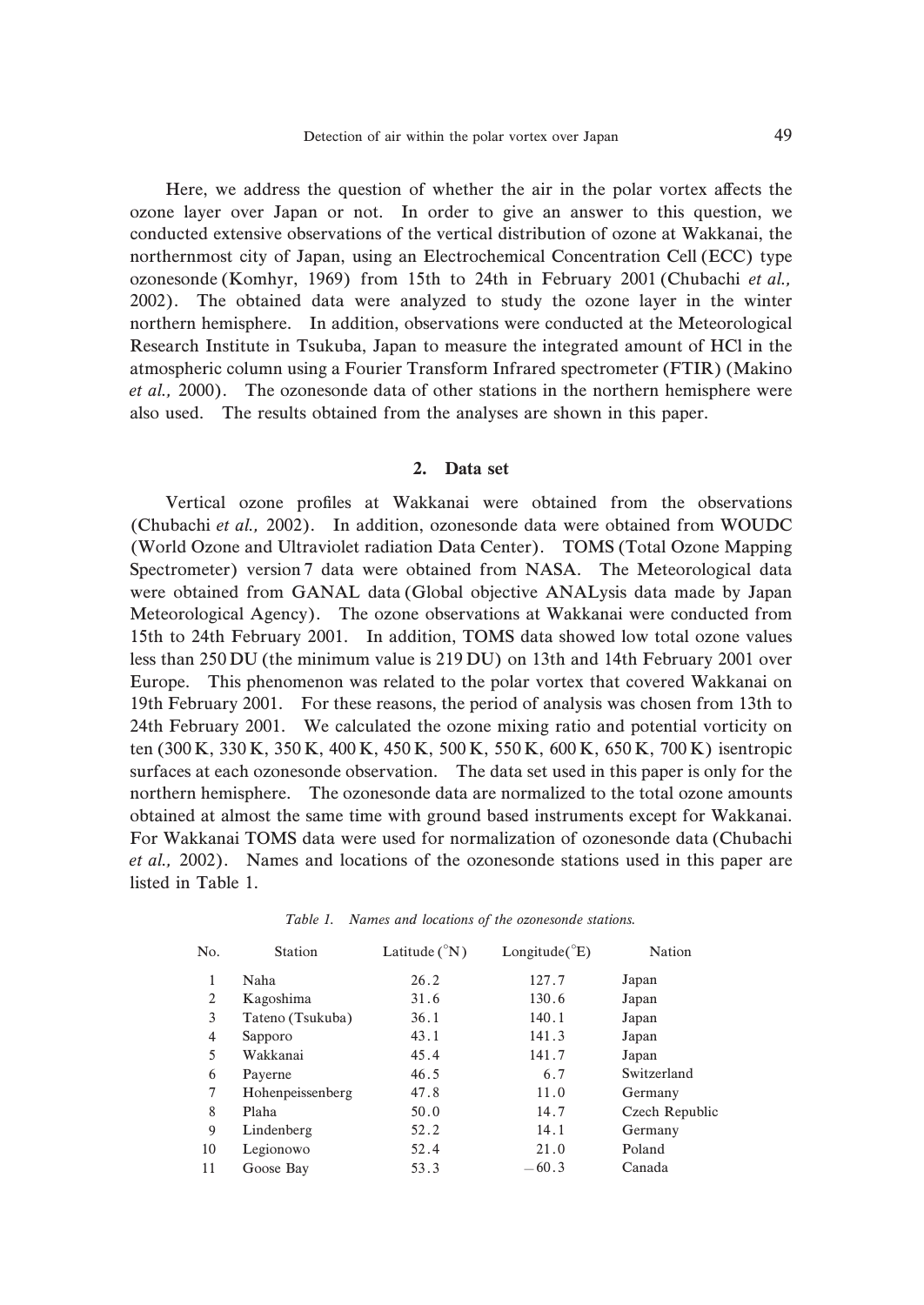Here, we address the question of whether the air in the polar vortex affects the ozone layer over Japan or not. In order to give an answer to this question, we conducted extensive observations of the vertical distribution of ozone at Wakkanai, the northernmost city of Japan, using an Electrochemical Concentration Cell (ECC) type ozonesonde (Komhyr, 1969) from 15th to 24th in February 2001 (Chubachi *et al.,* 2002). The obtained data were analyzed to study the ozone layer in the winter northern hemisphere. In addition, observations were conducted at the Meteorological Research Institute in Tsukuba, Japan to measure the integrated amount of HCl in the atmospheric column using a Fourier Transform Infrared spectrometer (FTIR) (Makino *et al.,* 2000). The ozonesonde data of other stations in the northern hemisphere were also used. The results obtained from the analyses are shown in this paper.

## 2. Data set

Vertical ozone profiles at Wakkanai were obtained from the observations (Chubachi *et al.,* 2002). In addition, ozonesonde data were obtained from WOUDC (World Ozone and Ultraviolet radiation Data Center). TOMS (Total Ozone Mapping Spectrometer) version 7 data were obtained from NASA. The Meteorological data were obtained from GANAL data (Global objective ANALysis data made by Japan Meteorological Agency). The ozone observations at Wakkanai were conducted from 15th to 24th February 2001. In addition, TOMS data showed low total ozone values less than 250 DU (the minimum value is 219 DU) on 13th and 14th February 2001 over Europe. This phenomenon was related to the polar vortex that covered Wakkanai on 19th February 2001. For these reasons, the period of analysis was chosen from 13th to 24th February 2001. We calculated the ozone mixing ratio and potential vorticity on ten (300 K, 330 K, 350 K, 400 K, 450 K, 500 K, 550 K, 600 K, 650 K, 700 K) isentropic surfaces at each ozonesonde observation. The data set used in this paper is only for the northern hemisphere. The ozonesonde data are normalized to the total ozone amounts obtained at almost the same time with ground based instruments except for Wakkanai. For Wakkanai TOMS data were used for normalization of ozonesonde data (Chubachi *et al.,* 2002). Names and locations of the ozonesonde stations used in this paper are listed in Table 1.

*Table 1. Names and locations of the ozonesonde stations.*

| No. | Station | Latitude (°N) | Longitude(°E) | Nation |
|---|---|---|---|---|
| 1 | Naha | 26.2 | 127.7 | Japan |
| 2 | Kagoshima | 31.6 | 130.6 | Japan |
| 3 | Tateno (Tsukuba) | 36.1 | 140.1 | Japan |
| 4 | Sapporo | 43.1 | 141.3 | Japan |
| 5 | Wakkanai | 45.4 | 141.7 | Japan |
| 6 | Payerne | 46.5 | 6.7 | Switzerland |
| 7 | Hohenpeissenberg | 47.8 | 11.0 | Germany |
| 8 | Plaha | 50.0 | 14.7 | Czech Republic |
| 9 | Lindenberg | 52.2 | 14.1 | Germany |
| 10 | Legionowo | 52.4 | 21.0 | Poland |
| 11 | Goose Bay | 53.3 | −60.3 | Canada |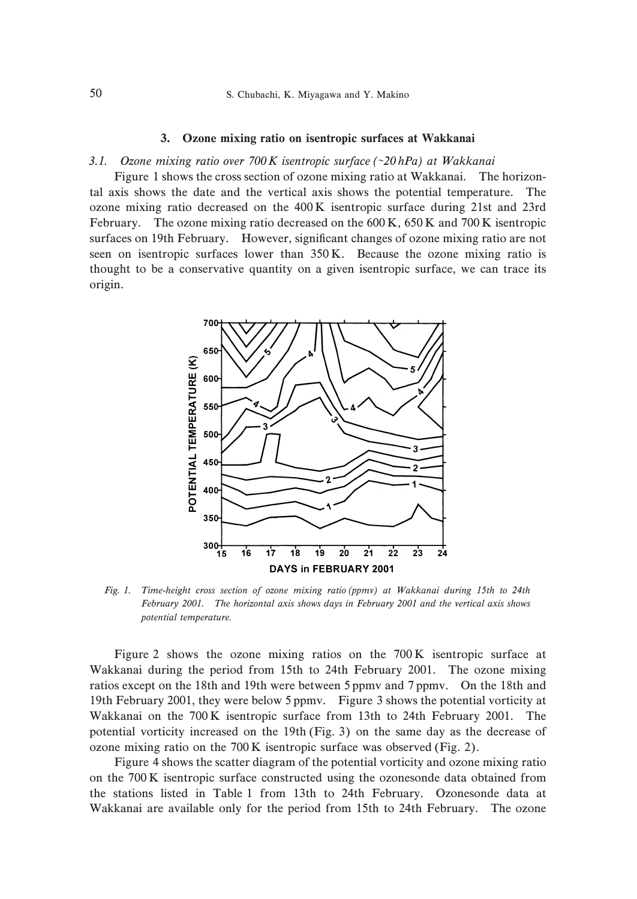## 3. Ozone mixing ratio on isentropic surfaces at Wakkanai

### 3.1. *Ozone mixing ratio over 700 K isentropic surface (~20 hPa) at Wakkanai*

Figure 1 shows the cross section of ozone mixing ratio at Wakkanai. The horizontal axis shows the date and the vertical axis shows the potential temperature. The ozone mixing ratio decreased on the 400 K isentropic surface during 21st and 23rd February. The ozone mixing ratio decreased on the 600 K, 650 K and 700 K isentropic surfaces on 19th February. However, significant changes of ozone mixing ratio are not seen on isentropic surfaces lower than 350 K. Because the ozone mixing ratio is thought to be a conservative quantity on a given isentropic surface, we can trace its origin.

*Fig. 1. Time-height cross section of ozone mixing ratio (ppmv) at Wakkanai during 15th to 24th February 2001. The horizontal axis shows days in February 2001 and the vertical axis shows potential temperature.*

Figure 2 shows the ozone mixing ratios on the 700 K isentropic surface at Wakkanai during the period from 15th to 24th February 2001. The ozone mixing ratios except on the 18th and 19th were between 5 ppmv and 7 ppmv. On the 18th and 19th February 2001, they were below 5 ppmv. Figure 3 shows the potential vorticity at Wakkanai on the 700 K isentropic surface from 13th to 24th February 2001. The potential vorticity increased on the 19th (Fig. 3) on the same day as the decrease of ozone mixing ratio on the 700 K isentropic surface was observed (Fig. 2).

Figure 4 shows the scatter diagram of the potential vorticity and ozone mixing ratio on the 700 K isentropic surface constructed using the ozonesonde data obtained from the stations listed in Table 1 from 13th to 24th February. Ozonesonde data at Wakkanai are available only for the period from 15th to 24th February. The ozone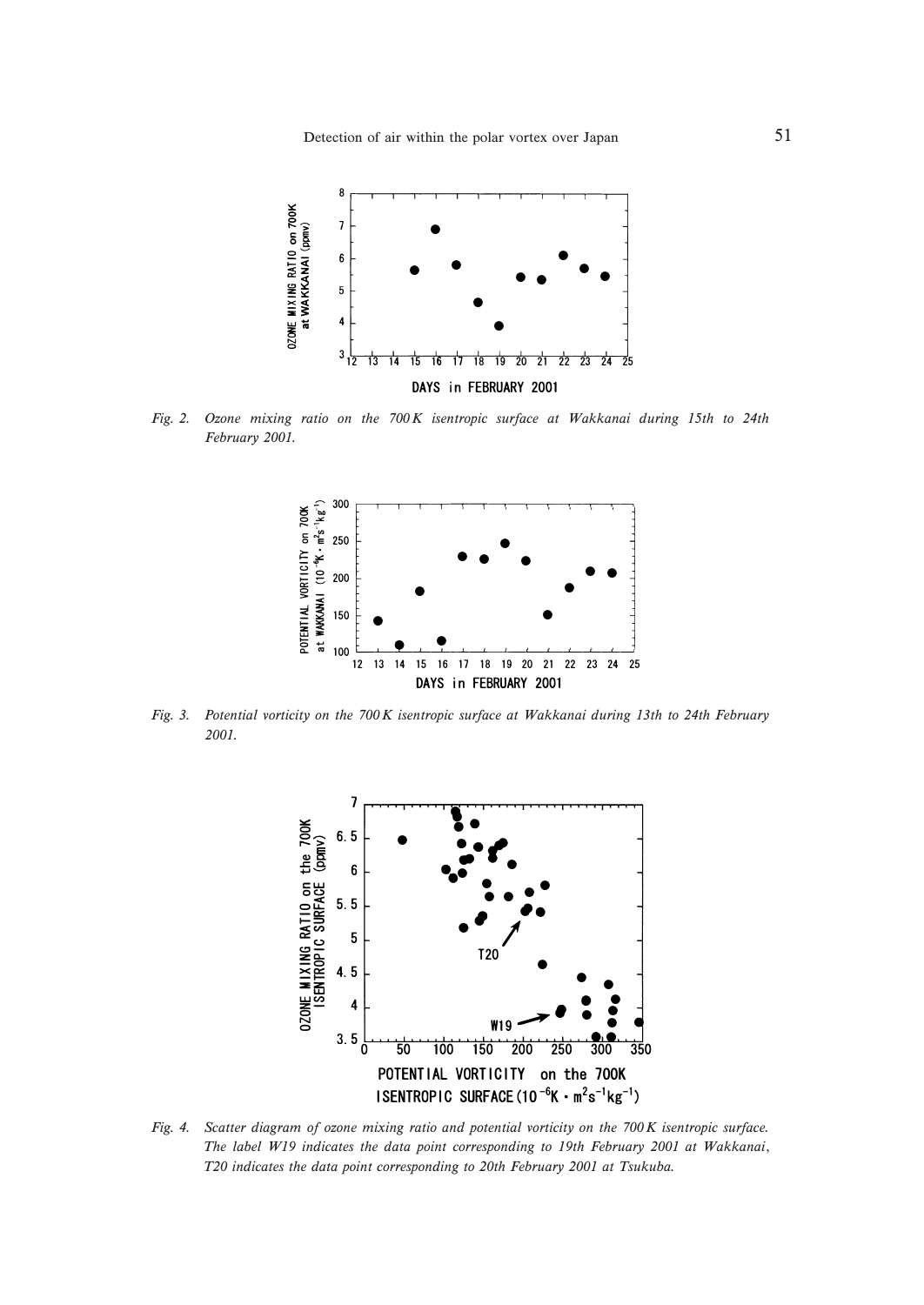Fig. 2. Ozone mixing ratio on the 700 K isentropic surface at Wakkanai during 15th to 24th February 2001.

Fig. 3. Potential vorticity on the 700 K isentropic surface at Wakkanai during 13th to 24th February 2001.

Fig. 4. Scatter diagram of ozone mixing ratio and potential vorticity on the 700 K isentropic surface. The label W19 indicates the data point corresponding to 19th February 2001 at Wakkanai, T20 indicates the data point corresponding to 20th February 2001 at Tsukuba.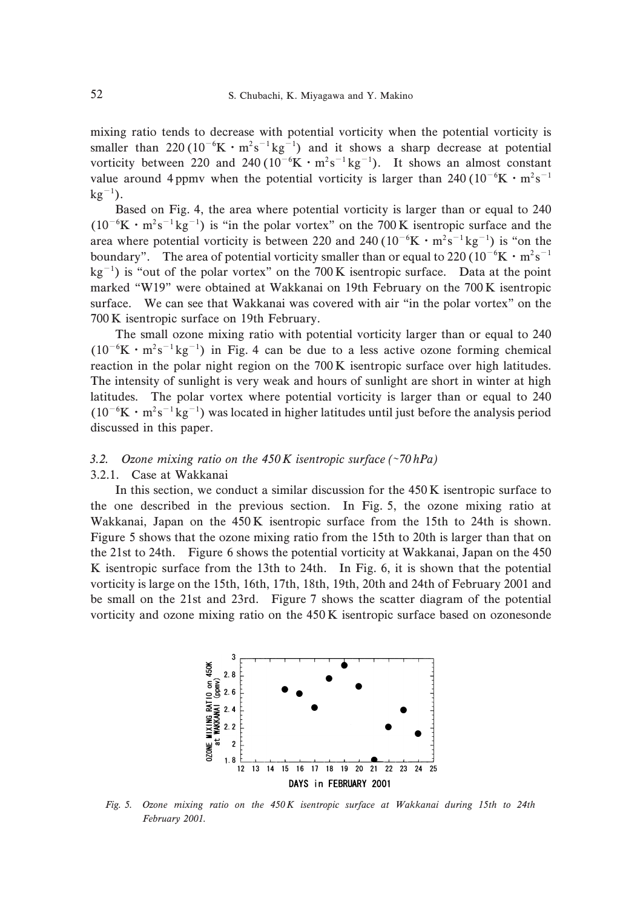mixing ratio tends to decrease with potential vorticity when the potential vorticity is smaller than 220 ($10^{-6}$K · m$^2$s$^{-1}$kg$^{-1}$) and it shows a sharp decrease at potential vorticity between 220 and 240 ($10^{-6}$K · m$^2$s$^{-1}$kg$^{-1}$). It shows an almost constant value around 4 ppmv when the potential vorticity is larger than 240 ($10^{-6}$K · m$^2$s$^{-1}$ kg$^{-1}$).

Based on Fig. 4, the area where potential vorticity is larger than or equal to 240 ($10^{-6}$K · m$^2$s$^{-1}$kg$^{-1}$) is "in the polar vortex" on the 700 K isentropic surface and the area where potential vorticity is between 220 and 240 ($10^{-6}$K · m$^2$s$^{-1}$kg$^{-1}$) is "on the boundary". The area of potential vorticity smaller than or equal to 220 ($10^{-6}$K · m$^2$s$^{-1}$ kg$^{-1}$) is "out of the polar vortex" on the 700 K isentropic surface. Data at the point marked "W19" were obtained at Wakkanai on 19th February on the 700 K isentropic surface. We can see that Wakkanai was covered with air "in the polar vortex" on the 700 K isentropic surface on 19th February.

The small ozone mixing ratio with potential vorticity larger than or equal to 240 ($10^{-6}$K · m$^2$s$^{-1}$kg$^{-1}$) in Fig. 4 can be due to a less active ozone forming chemical reaction in the polar night region on the 700 K isentropic surface over high latitudes. The intensity of sunlight is very weak and hours of sunlight are short in winter at high latitudes. The polar vortex where potential vorticity is larger than or equal to 240 ($10^{-6}$K · m$^2$s$^{-1}$kg$^{-1}$) was located in higher latitudes until just before the analysis period discussed in this paper.

### *3.2. Ozone mixing ratio on the 450 K isentropic surface (~70 hPa)*

#### 3.2.1. Case at Wakkanai

In this section, we conduct a similar discussion for the 450 K isentropic surface to the one described in the previous section. In Fig. 5, the ozone mixing ratio at Wakkanai, Japan on the 450 K isentropic surface from the 15th to 24th is shown. Figure 5 shows that the ozone mixing ratio from the 15th to 20th is larger than that on the 21st to 24th. Figure 6 shows the potential vorticity at Wakkanai, Japan on the 450 K isentropic surface from the 13th to 24th. In Fig. 6, it is shown that the potential vorticity is large on the 15th, 16th, 17th, 18th, 19th, 20th and 24th of February 2001 and be small on the 21st and 23rd. Figure 7 shows the scatter diagram of the potential vorticity and ozone mixing ratio on the 450 K isentropic surface based on ozonesonde

*Fig. 5. Ozone mixing ratio on the 450 K isentropic surface at Wakkanai during 15th to 24th February 2001.*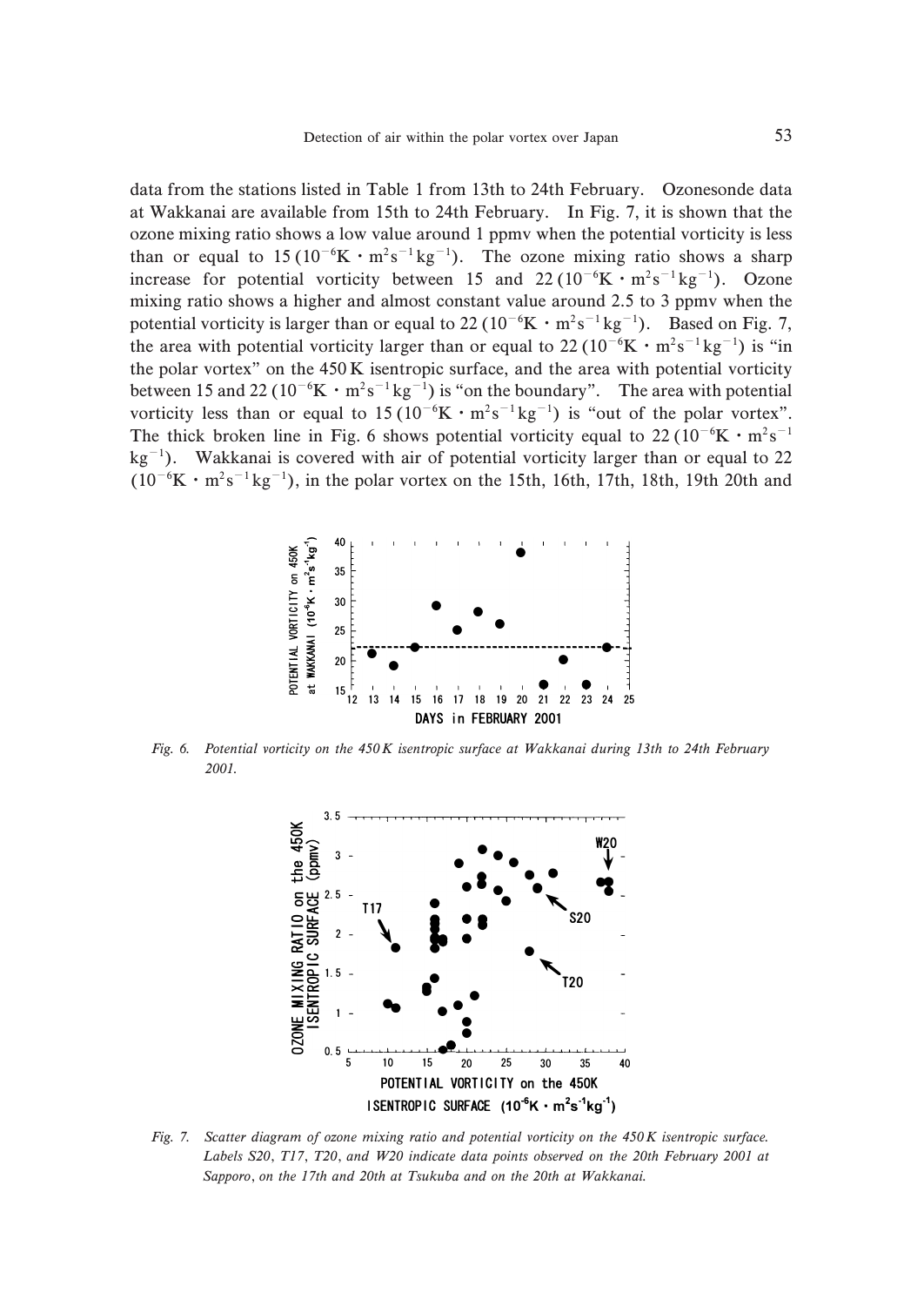data from the stations listed in Table 1 from 13th to 24th February. Ozonesonde data at Wakkanai are available from 15th to 24th February. In Fig. 7, it is shown that the ozone mixing ratio shows a low value around 1 ppmv when the potential vorticity is less than or equal to 15 ($10^{-6}$K $\cdot$ m$^2$s$^{-1}$kg$^{-1}$). The ozone mixing ratio shows a sharp increase for potential vorticity between 15 and 22 ($10^{-6}$K $\cdot$ m$^2$s$^{-1}$kg$^{-1}$). Ozone mixing ratio shows a higher and almost constant value around 2.5 to 3 ppmv when the potential vorticity is larger than or equal to 22 ($10^{-6}$K $\cdot$ m$^2$s$^{-1}$kg$^{-1}$). Based on Fig. 7, the area with potential vorticity larger than or equal to 22 ($10^{-6}$K $\cdot$ m$^2$s$^{-1}$kg$^{-1}$) is "in the polar vortex" on the 450 K isentropic surface, and the area with potential vorticity between 15 and 22 ($10^{-6}$K $\cdot$ m$^2$s$^{-1}$kg$^{-1}$) is "on the boundary". The area with potential vorticity less than or equal to 15 ($10^{-6}$K $\cdot$ m$^2$s$^{-1}$kg$^{-1}$) is "out of the polar vortex". The thick broken line in Fig. 6 shows potential vorticity equal to 22 ($10^{-6}$K $\cdot$ m$^2$s$^{-1}$ kg$^{-1}$). Wakkanai is covered with air of potential vorticity larger than or equal to 22 ($10^{-6}$K $\cdot$ m$^2$s$^{-1}$kg$^{-1}$), in the polar vortex on the 15th, 16th, 17th, 18th, 19th 20th and

*Fig. 6. Potential vorticity on the 450 K isentropic surface at Wakkanai during 13th to 24th February 2001.*

*Fig. 7. Scatter diagram of ozone mixing ratio and potential vorticity on the 450 K isentropic surface. Labels S20, T17, T20, and W20 indicate data points observed on the 20th February 2001 at Sapporo, on the 17th and 20th at Tsukuba and on the 20th at Wakkanai.*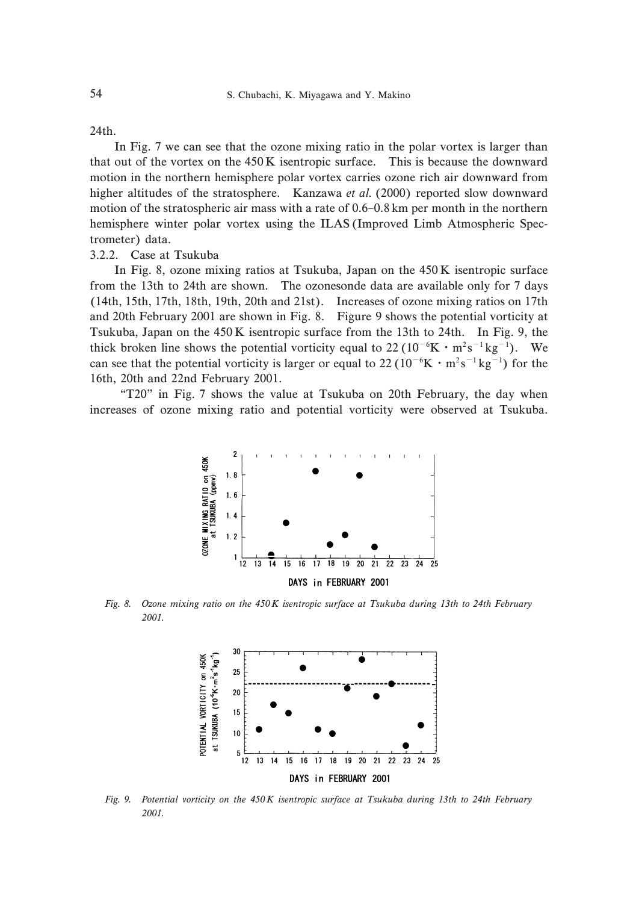24th.

In Fig. 7 we can see that the ozone mixing ratio in the polar vortex is larger than that out of the vortex on the 450 K isentropic surface. This is because the downward motion in the northern hemisphere polar vortex carries ozone rich air downward from higher altitudes of the stratosphere. Kanzawa *et al.* (2000) reported slow downward motion of the stratospheric air mass with a rate of 0.6–0.8 km per month in the northern hemisphere winter polar vortex using the ILAS (Improved Limb Atmospheric Spectrometer) data.

3.2.2. Case at Tsukuba

In Fig. 8, ozone mixing ratios at Tsukuba, Japan on the 450 K isentropic surface from the 13th to 24th are shown. The ozonesonde data are available only for 7 days (14th, 15th, 17th, 18th, 19th, 20th and 21st). Increases of ozone mixing ratios on 17th and 20th February 2001 are shown in Fig. 8. Figure 9 shows the potential vorticity at Tsukuba, Japan on the 450 K isentropic surface from the 13th to 24th. In Fig. 9, the thick broken line shows the potential vorticity equal to 22 ($10^{-6}$K・$m^2s^{-1}kg^{-1}$). We can see that the potential vorticity is larger or equal to 22 ($10^{-6}$K・$m^2s^{-1}kg^{-1}$) for the 16th, 20th and 22nd February 2001.

"T20" in Fig. 7 shows the value at Tsukuba on 20th February, the day when increases of ozone mixing ratio and potential vorticity were observed at Tsukuba.

*Fig. 8. Ozone mixing ratio on the 450 K isentropic surface at Tsukuba during 13th to 24th February 2001.*

*Fig. 9. Potential vorticity on the 450 K isentropic surface at Tsukuba during 13th to 24th February 2001.*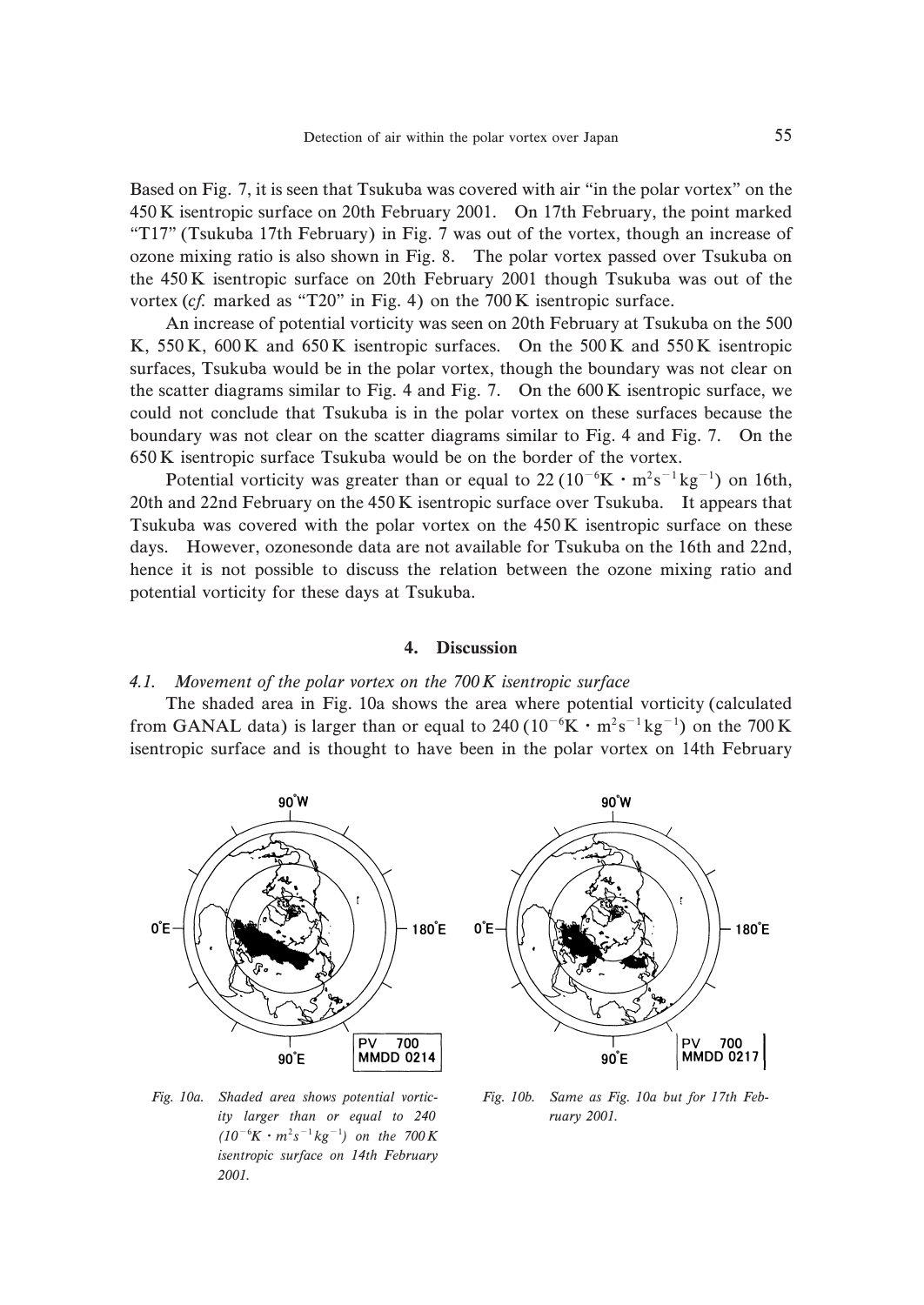Based on Fig. 7, it is seen that Tsukuba was covered with air "in the polar vortex" on the 450 K isentropic surface on 20th February 2001. On 17th February, the point marked "T17" (Tsukuba 17th February) in Fig. 7 was out of the vortex, though an increase of ozone mixing ratio is also shown in Fig. 8. The polar vortex passed over Tsukuba on the 450 K isentropic surface on 20th February 2001 though Tsukuba was out of the vortex (*cf.* marked as "T20" in Fig. 4) on the 700 K isentropic surface.

An increase of potential vorticity was seen on 20th February at Tsukuba on the 500 K, 550 K, 600 K and 650 K isentropic surfaces. On the 500 K and 550 K isentropic surfaces, Tsukuba would be in the polar vortex, though the boundary was not clear on the scatter diagrams similar to Fig. 4 and Fig. 7. On the 600 K isentropic surface, we could not conclude that Tsukuba is in the polar vortex on these surfaces because the boundary was not clear on the scatter diagrams similar to Fig. 4 and Fig. 7. On the 650 K isentropic surface Tsukuba would be on the border of the vortex.

Potential vorticity was greater than or equal to 22 ($10^{-6}$K $\cdot$ $m^2s^{-1}kg^{-1}$) on 16th, 20th and 22nd February on the 450 K isentropic surface over Tsukuba. It appears that Tsukuba was covered with the polar vortex on the 450 K isentropic surface on these days. However, ozonesonde data are not available for Tsukuba on the 16th and 22nd, hence it is not possible to discuss the relation between the ozone mixing ratio and potential vorticity for these days at Tsukuba.

## 4. Discussion

### *4.1. Movement of the polar vortex on the 700 K isentropic surface*

The shaded area in Fig. 10a shows the area where potential vorticity (calculated from GANAL data) is larger than or equal to 240 ($10^{-6}$K $\cdot$ $m^2s^{-1}kg^{-1}$) on the 700 K isentropic surface and is thought to have been in the polar vortex on 14th February

*Fig. 10a. Shaded area shows potential vorticity larger than or equal to 240 ($10^{-6}$K $\cdot$ $m^2s^{-1}kg^{-1}$) on the 700 K isentropic surface on 14th February 2001.*

*Fig. 10b. Same as Fig. 10a but for 17th February 2001.*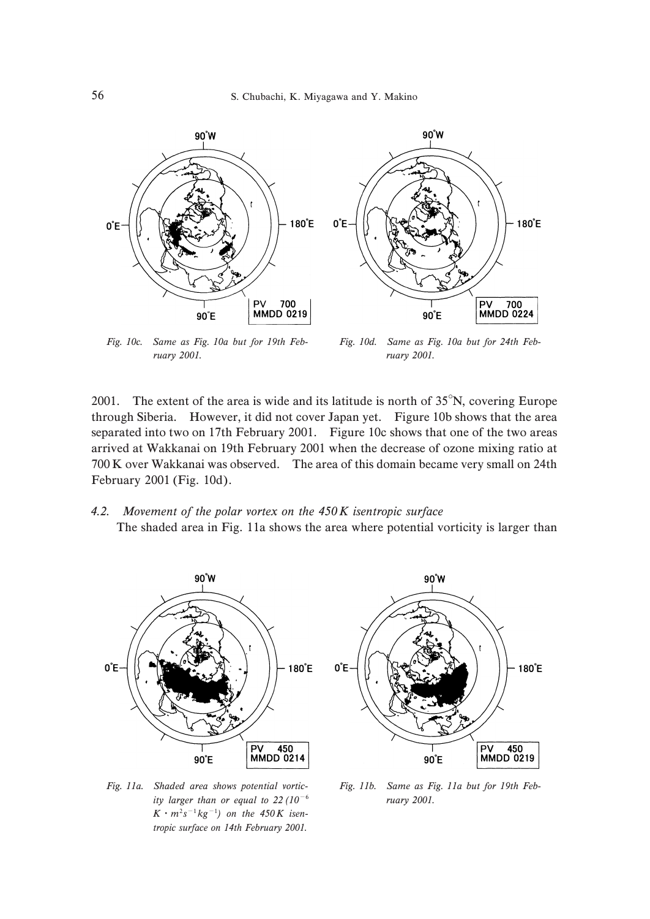Fig. 10c. *Same as Fig. 10a but for 19th February 2001.*

Fig. 10d. *Same as Fig. 10a but for 24th February 2001.*

2001. The extent of the area is wide and its latitude is north of 35°N, covering Europe through Siberia. However, it did not cover Japan yet. Figure 10b shows that the area separated into two on 17th February 2001. Figure 10c shows that one of the two areas arrived at Wakkanai on 19th February 2001 when the decrease of ozone mixing ratio at 700 K over Wakkanai was observed. The area of this domain became very small on 24th February 2001 (Fig. 10d).

### *4.2. Movement of the polar vortex on the 450 K isentropic surface*

The shaded area in Fig. 11a shows the area where potential vorticity is larger than

Fig. 11a. *Shaded area shows potential vorticity larger than or equal to 22 ($10^{-6}$ $K \cdot m^2 s^{-1} kg^{-1}$) on the 450 K isentropic surface on 14th February 2001.*

Fig. 11b. *Same as Fig. 11a but for 19th February 2001.*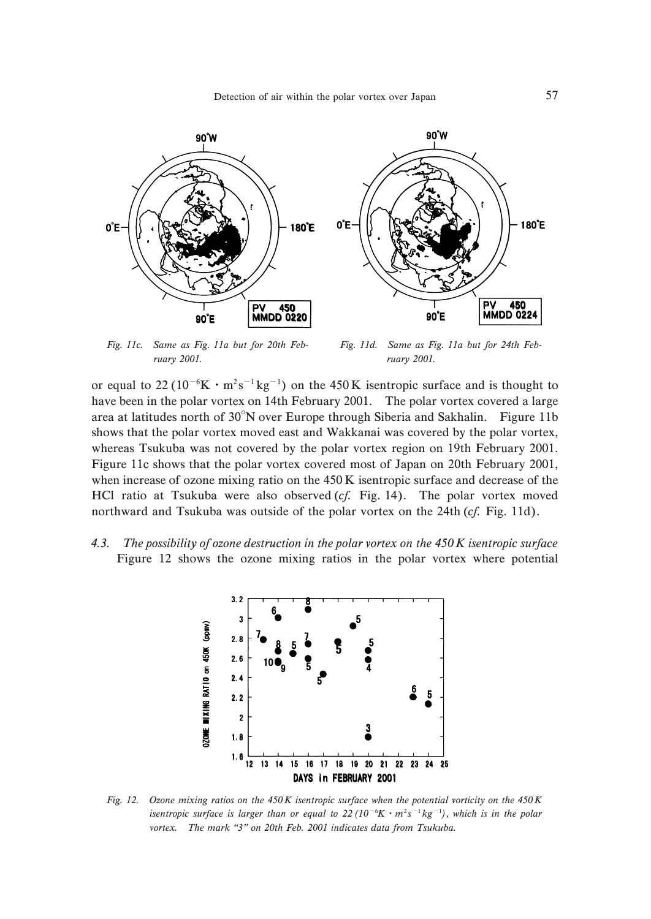*Fig. 11c. Same as Fig. 11a but for 20th February 2001.*

*Fig. 11d. Same as Fig. 11a but for 24th February 2001.*

or equal to 22 ($10^{-6}$K・$m^2s^{-1}kg^{-1}$) on the 450 K isentropic surface and is thought to have been in the polar vortex on 14th February 2001. The polar vortex covered a large area at latitudes north of 30°N over Europe through Siberia and Sakhalin. Figure 11b shows that the polar vortex moved east and Wakkanai was covered by the polar vortex, whereas Tsukuba was not covered by the polar vortex region on 19th February 2001. Figure 11c shows that the polar vortex covered most of Japan on 20th February 2001, when increase of ozone mixing ratio on the 450 K isentropic surface and decrease of the HCl ratio at Tsukuba were also observed (*cf.* Fig. 14). The polar vortex moved northward and Tsukuba was outside of the polar vortex on the 24th (*cf.* Fig. 11d).

### *4.3. The possibility of ozone destruction in the polar vortex on the 450 K isentropic surface*

Figure 12 shows the ozone mixing ratios in the polar vortex where potential

*Fig. 12. Ozone mixing ratios on the 450 K isentropic surface when the potential vorticity on the 450 K isentropic surface is larger than or equal to 22 ($10^{-6}K \cdot m^2s^{-1}kg^{-1}$), which is in the polar vortex. The mark "3" on 20th Feb. 2001 indicates data from Tsukuba.*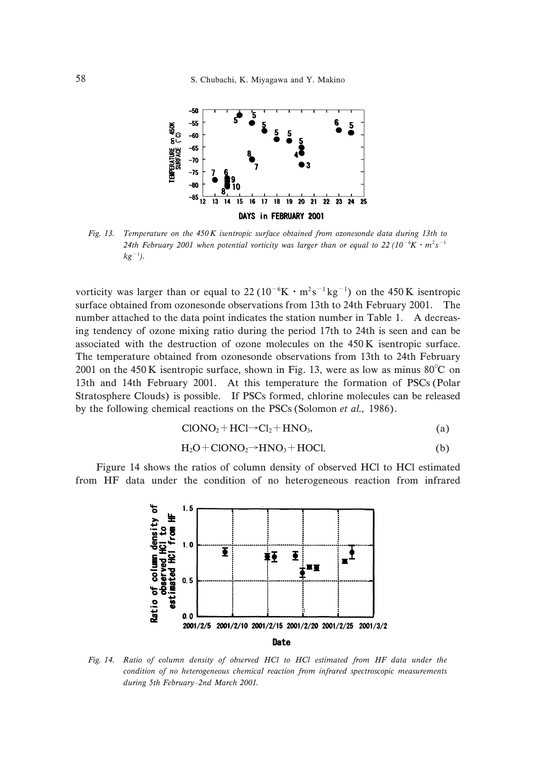Fig. 13. *Temperature on the 450 K isentropic surface obtained from ozonesonde data during 13th to 24th February 2001 when potential vorticity was larger than or equal to 22 ($10^{-6}K \cdot m^2s^{-1} kg^{-1}$).*

vorticity was larger than or equal to 22 ($10^{-6}$K・$m^2s^{-1}kg^{-1}$) on the 450 K isentropic surface obtained from ozonesonde observations from 13th to 24th February 2001. The number attached to the data point indicates the station number in Table 1. A decreasing tendency of ozone mixing ratio during the period 17th to 24th is seen and can be associated with the destruction of ozone molecules on the 450 K isentropic surface. The temperature obtained from ozonesonde observations from 13th to 24th February 2001 on the 450 K isentropic surface, shown in Fig. 13, were as low as minus 80°C on 13th and 14th February 2001. At this temperature the formation of PSCs (Polar Stratosphere Clouds) is possible. If PSCs formed, chlorine molecules can be released by the following chemical reactions on the PSCs (Solomon *et al.,* 1986).

$$ClONO_2 + HCl \rightarrow Cl_2 + HNO_3, \quad \text{(a)}$$

$$H_2O + ClONO_2 \rightarrow HNO_3 + HOCl. \quad \text{(b)}$$

Figure 14 shows the ratios of column density of observed HCl to HCl estimated from HF data under the condition of no heterogeneous reaction from infrared

Fig. 14. *Ratio of column density of observed HCl to HCl estimated from HF data under the condition of no heterogeneous chemical reaction from infrared spectroscopic measurements during 5th February–2nd March 2001.*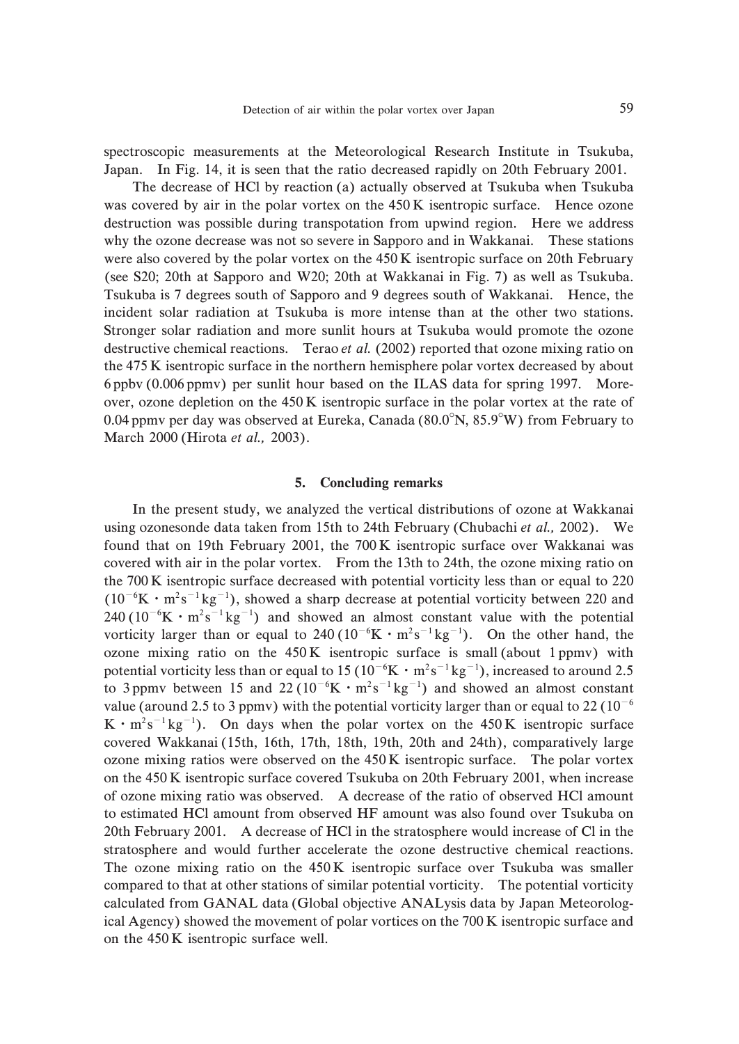spectroscopic measurements at the Meteorological Research Institute in Tsukuba, Japan. In Fig. 14, it is seen that the ratio decreased rapidly on 20th February 2001.

The decrease of HCl by reaction (a) actually observed at Tsukuba when Tsukuba was covered by air in the polar vortex on the 450 K isentropic surface. Hence ozone destruction was possible during transpotation from upwind region. Here we address why the ozone decrease was not so severe in Sapporo and in Wakkanai. These stations were also covered by the polar vortex on the 450 K isentropic surface on 20th February (see S20; 20th at Sapporo and W20; 20th at Wakkanai in Fig. 7) as well as Tsukuba. Tsukuba is 7 degrees south of Sapporo and 9 degrees south of Wakkanai. Hence, the incident solar radiation at Tsukuba is more intense than at the other two stations. Stronger solar radiation and more sunlit hours at Tsukuba would promote the ozone destructive chemical reactions. Terao *et al.* (2002) reported that ozone mixing ratio on the 475 K isentropic surface in the northern hemisphere polar vortex decreased by about 6 ppbv (0.006 ppmv) per sunlit hour based on the ILAS data for spring 1997. Moreover, ozone depletion on the 450 K isentropic surface in the polar vortex at the rate of 0.04 ppmv per day was observed at Eureka, Canada (80.0°N, 85.9°W) from February to March 2000 (Hirota *et al.,* 2003).

## 5. Concluding remarks

In the present study, we analyzed the vertical distributions of ozone at Wakkanai using ozonesonde data taken from 15th to 24th February (Chubachi *et al.,* 2002). We found that on 19th February 2001, the 700 K isentropic surface over Wakkanai was covered with air in the polar vortex. From the 13th to 24th, the ozone mixing ratio on the 700 K isentropic surface decreased with potential vorticity less than or equal to 220 ($10^{-6}$K $\cdot$ m$^2$s$^{-1}$kg$^{-1}$), showed a sharp decrease at potential vorticity between 220 and 240 ($10^{-6}$K $\cdot$ m$^2$s$^{-1}$kg$^{-1}$) and showed an almost constant value with the potential vorticity larger than or equal to 240 ($10^{-6}$K $\cdot$ m$^2$s$^{-1}$kg$^{-1}$). On the other hand, the ozone mixing ratio on the 450 K isentropic surface is small (about 1 ppmv) with potential vorticity less than or equal to 15 ($10^{-6}$K $\cdot$ m$^2$s$^{-1}$kg$^{-1}$), increased to around 2.5 to 3 ppmv between 15 and 22 ($10^{-6}$K $\cdot$ m$^2$s$^{-1}$kg$^{-1}$) and showed an almost constant value (around 2.5 to 3 ppmv) with the potential vorticity larger than or equal to 22 ($10^{-6}$ K $\cdot$ m$^2$s$^{-1}$kg$^{-1}$). On days when the polar vortex on the 450 K isentropic surface covered Wakkanai (15th, 16th, 17th, 18th, 19th, 20th and 24th), comparatively large ozone mixing ratios were observed on the 450 K isentropic surface. The polar vortex on the 450 K isentropic surface covered Tsukuba on 20th February 2001, when increase of ozone mixing ratio was observed. A decrease of the ratio of observed HCl amount to estimated HCl amount from observed HF amount was also found over Tsukuba on 20th February 2001. A decrease of HCl in the stratosphere would increase of Cl in the stratosphere and would further accelerate the ozone destructive chemical reactions. The ozone mixing ratio on the 450 K isentropic surface over Tsukuba was smaller compared to that at other stations of similar potential vorticity. The potential vorticity calculated from GANAL data (Global objective ANALysis data by Japan Meteorological Agency) showed the movement of polar vortices on the 700 K isentropic surface and on the 450 K isentropic surface well.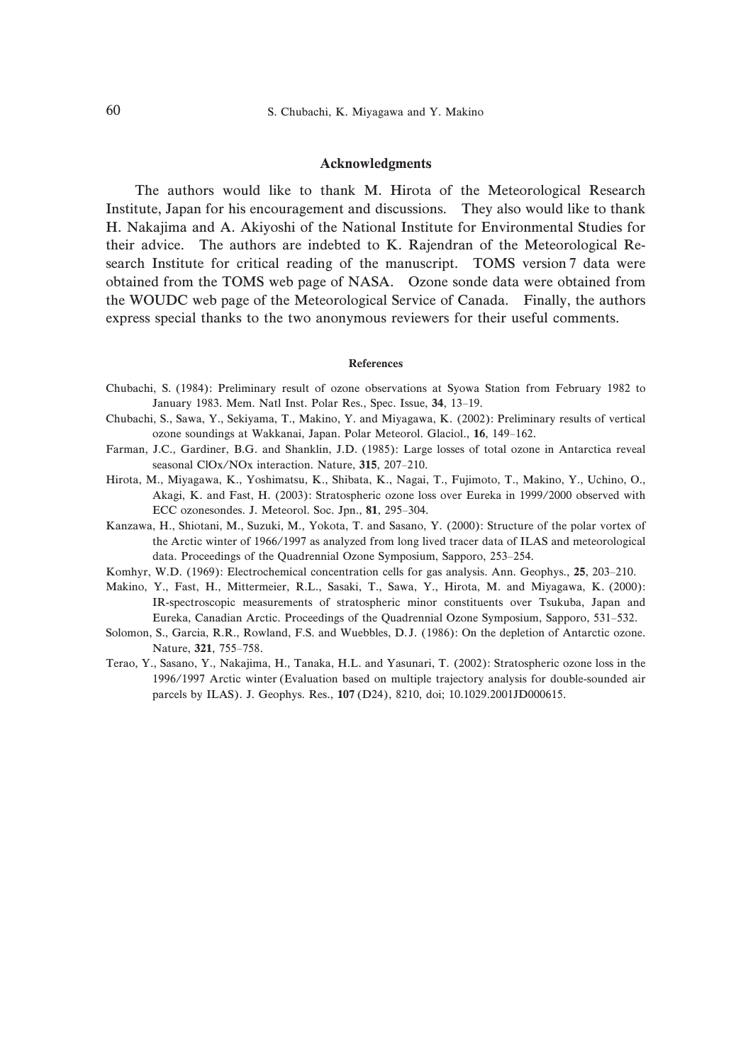## Acknowledgments

The authors would like to thank M. Hirota of the Meteorological Research Institute, Japan for his encouragement and discussions. They also would like to thank H. Nakajima and A. Akiyoshi of the National Institute for Environmental Studies for their advice. The authors are indebted to K. Rajendran of the Meteorological Research Institute for critical reading of the manuscript. TOMS version 7 data were obtained from the TOMS web page of NASA. Ozone sonde data were obtained from the WOUDC web page of the Meteorological Service of Canada. Finally, the authors express special thanks to the two anonymous reviewers for their useful comments.

### References

Chubachi, S. (1984): Preliminary result of ozone observations at Syowa Station from February 1982 to January 1983. Mem. Natl Inst. Polar Res., Spec. Issue, **34**, 13–19.

Chubachi, S., Sawa, Y., Sekiyama, T., Makino, Y. and Miyagawa, K. (2002): Preliminary results of vertical ozone soundings at Wakkanai, Japan. Polar Meteorol. Glaciol., **16**, 149–162.

Farman, J.C., Gardiner, B.G. and Shanklin, J.D. (1985): Large losses of total ozone in Antarctica reveal seasonal ClOx/NOx interaction. Nature, **315**, 207–210.

Hirota, M., Miyagawa, K., Yoshimatsu, K., Shibata, K., Nagai, T., Fujimoto, T., Makino, Y., Uchino, O., Akagi, K. and Fast, H. (2003): Stratospheric ozone loss over Eureka in 1999/2000 observed with ECC ozonesondes. J. Meteorol. Soc. Jpn., **81**, 295–304.

Kanzawa, H., Shiotani, M., Suzuki, M., Yokota, T. and Sasano, Y. (2000): Structure of the polar vortex of the Arctic winter of 1966/1997 as analyzed from long lived tracer data of ILAS and meteorological data. Proceedings of the Quadrennial Ozone Symposium, Sapporo, 253–254.

Komhyr, W.D. (1969): Electrochemical concentration cells for gas analysis. Ann. Geophys., **25**, 203–210.

Makino, Y., Fast, H., Mittermeier, R.L., Sasaki, T., Sawa, Y., Hirota, M. and Miyagawa, K. (2000): IR-spectroscopic measurements of stratospheric minor constituents over Tsukuba, Japan and Eureka, Canadian Arctic. Proceedings of the Quadrennial Ozone Symposium, Sapporo, 531–532.

Solomon, S., Garcia, R.R., Rowland, F.S. and Wuebbles, D.J. (1986): On the depletion of Antarctic ozone. Nature, **321**, 755–758.

Terao, Y., Sasano, Y., Nakajima, H., Tanaka, H.L. and Yasunari, T. (2002): Stratospheric ozone loss in the 1996/1997 Arctic winter (Evaluation based on multiple trajectory analysis for double-sounded air parcels by ILAS). J. Geophys. Res., **107** (D24), 8210, doi; 10.1029.2001JD000615.